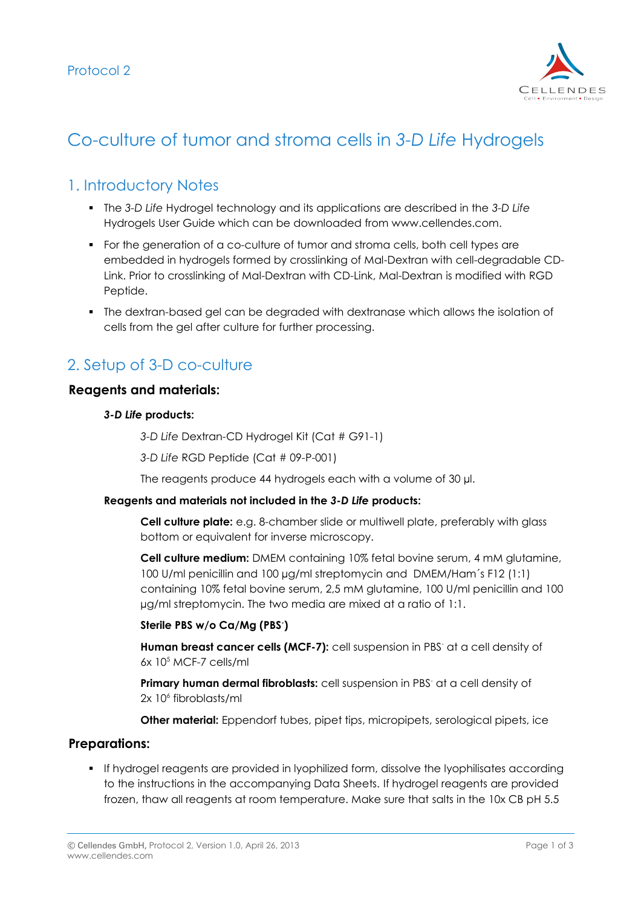Protocol 2

# Co-culture of tumor and stroma cells in *3-D Life* Hydrogels

## 1. Introductory Notes

- The *3-D Life* Hydrogel technology and its applications are described in the *3-D Life* Hydrogels User Guide which can be downloaded from www.cellendes.com.
- For the generation of a co-culture of tumor and stroma cells, both cell types are embedded in hydrogels formed by crosslinking of Mal-Dextran with cell-degradable CD-Link. Prior to crosslinking of Mal-Dextran with CD-Link, Mal-Dextran is modified with RGD Peptide.
- The dextran-based gel can be degraded with dextranase which allows the isolation of cells from the gel after culture for further processing.

## 2. Setup of 3-D co-culture

### Reagents and materials:

**3-D Life products:**

*3-D Life* Dextran-CD Hydrogel Kit (Cat # G91-1)

*3-D Life* RGD Peptide (Cat # 09-P-001)

The reagents produce 44 hydrogels each with a volume of 30 µl.

**Reagents and materials not included in the *3-D Life* products:**

**Cell culture plate:** e.g. 8-chamber slide or multiwell plate, preferably with glass bottom or equivalent for inverse microscopy.

**Cell culture medium:** DMEM containing 10% fetal bovine serum, 4 mM glutamine, 100 U/ml penicillin and 100 µg/ml streptomycin and DMEM/Ham´s F12 (1:1) containing 10% fetal bovine serum, 2,5 mM glutamine, 100 U/ml penicillin and 100 µg/ml streptomycin. The two media are mixed at a ratio of 1:1.

**Sterile PBS w/o Ca/Mg ($PBS^-$)**

**Human breast cancer cells (MCF-7):** cell suspension in $PBS^-$ at a cell density of $6x\ 10^5$ MCF-7 cells/ml

**Primary human dermal fibroblasts:** cell suspension in $PBS^-$ at a cell density of $2x\ 10^6$ fibroblasts/ml

**Other material:** Eppendorf tubes, pipet tips, micropipets, serological pipets, ice

### Preparations:

- If hydrogel reagents are provided in lyophilized form, dissolve the lyophilisates according to the instructions in the accompanying Data Sheets. If hydrogel reagents are provided frozen, thaw all reagents at room temperature. Make sure that salts in the 10x CB pH 5.5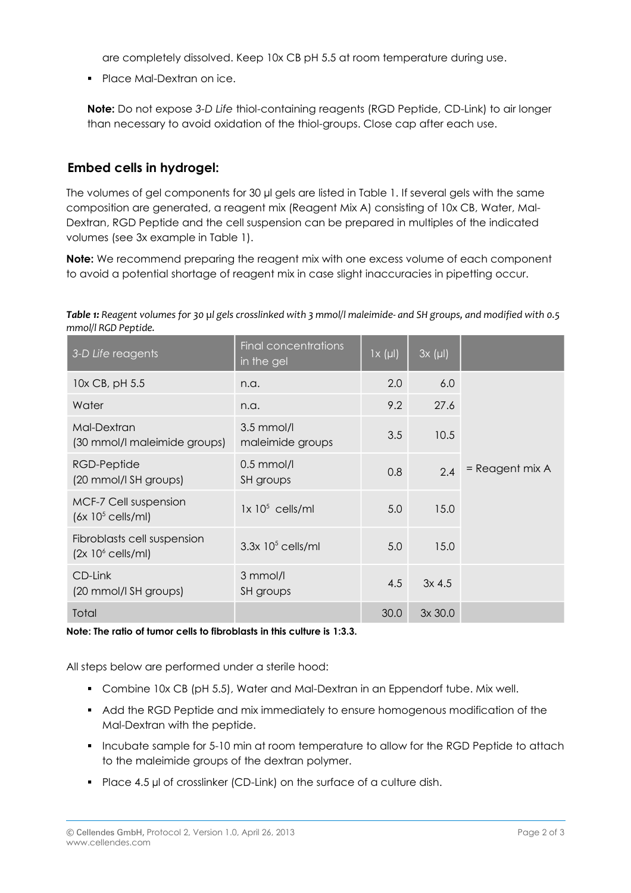are completely dissolved. Keep 10x CB pH 5.5 at room temperature during use.

- Place Mal-Dextran on ice.

**Note:** Do not expose *3-D Life* thiol-containing reagents (RGD Peptide, CD-Link) to air longer than necessary to avoid oxidation of the thiol-groups. Close cap after each use.

## Embed cells in hydrogel:

The volumes of gel components for 30 µl gels are listed in Table 1. If several gels with the same composition are generated, a reagent mix (Reagent Mix A) consisting of 10x CB, Water, Mal-Dextran, RGD Peptide and the cell suspension can be prepared in multiples of the indicated volumes (see 3x example in Table 1).

**Note:** We recommend preparing the reagent mix with one excess volume of each component to avoid a potential shortage of reagent mix in case slight inaccuracies in pipetting occur.

***Table 1:*** *Reagent volumes for 30 µl gels crosslinked with 3 mmol/l maleimide- and SH groups, and modified with 0.5 mmol/l RGD Peptide.*

| *3-D Life* reagents | Final concentrations in the gel | 1x (µl) | 3x (µl) | |
|---|---|---|---|---|
| 10x CB, pH 5.5 | n.a. | 2.0 | 6.0 | = Reagent mix A |
| Water | n.a. | 9.2 | 27.6 | |
| Mal-Dextran (30 mmol/l maleimide groups) | 3.5 mmol/l maleimide groups | 3.5 | 10.5 | |
| RGD-Peptide (20 mmol/l SH groups) | 0.5 mmol/l SH groups | 0.8 | 2.4 | |
| MCF-7 Cell suspension ($6x\ 10^5$ cells/ml) | $1x\ 10^5$ cells/ml | 5.0 | 15.0 | |
| Fibroblasts cell suspension ($2x\ 10^6$ cells/ml) | $3.3x\ 10^5$ cells/ml | 5.0 | 15.0 | |
| CD-Link (20 mmol/l SH groups) | 3 mmol/l SH groups | 4.5 | 3x 4.5 | |
| Total | | 30.0 | 3x 30.0 | |

**Note: The ratio of tumor cells to fibroblasts in this culture is 1:3.3.**

All steps below are performed under a sterile hood:

- Combine 10x CB (pH 5.5), Water and Mal-Dextran in an Eppendorf tube. Mix well.
- Add the RGD Peptide and mix immediately to ensure homogenous modification of the Mal-Dextran with the peptide.
- Incubate sample for 5-10 min at room temperature to allow for the RGD Peptide to attach to the maleimide groups of the dextran polymer.
- Place 4.5 µl of crosslinker (CD-Link) on the surface of a culture dish.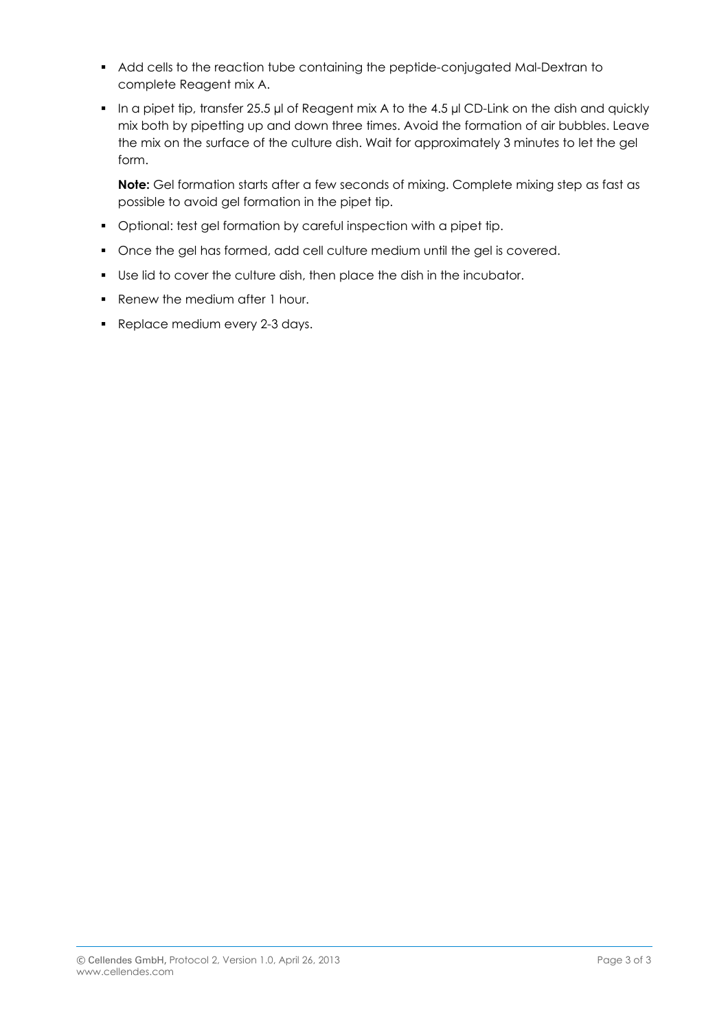- Add cells to the reaction tube containing the peptide-conjugated Mal-Dextran to complete Reagent mix A.
- In a pipet tip, transfer 25.5 µl of Reagent mix A to the 4.5 µl CD-Link on the dish and quickly mix both by pipetting up and down three times. Avoid the formation of air bubbles. Leave the mix on the surface of the culture dish. Wait for approximately 3 minutes to let the gel form.

  **Note:** Gel formation starts after a few seconds of mixing. Complete mixing step as fast as possible to avoid gel formation in the pipet tip.

- Optional: test gel formation by careful inspection with a pipet tip.
- Once the gel has formed, add cell culture medium until the gel is covered.
- Use lid to cover the culture dish, then place the dish in the incubator.
- Renew the medium after 1 hour.
- Replace medium every 2-3 days.